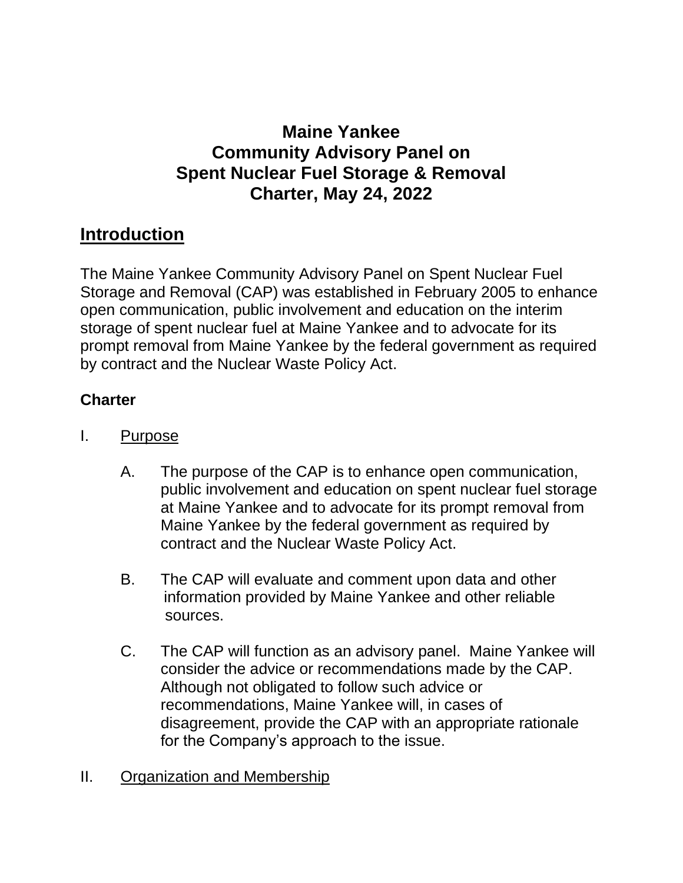# Maine Yankee
# Community Advisory Panel on
# Spent Nuclear Fuel Storage & Removal
# Charter, May 24, 2022

## Introduction

The Maine Yankee Community Advisory Panel on Spent Nuclear Fuel Storage and Removal (CAP) was established in February 2005 to enhance open communication, public involvement and education on the interim storage of spent nuclear fuel at Maine Yankee and to advocate for its prompt removal from Maine Yankee by the federal government as required by contract and the Nuclear Waste Policy Act.

### Charter

I. Purpose

A. The purpose of the CAP is to enhance open communication, public involvement and education on spent nuclear fuel storage at Maine Yankee and to advocate for its prompt removal from Maine Yankee by the federal government as required by contract and the Nuclear Waste Policy Act.

B. The CAP will evaluate and comment upon data and other information provided by Maine Yankee and other reliable sources.

C. The CAP will function as an advisory panel. Maine Yankee will consider the advice or recommendations made by the CAP. Although not obligated to follow such advice or recommendations, Maine Yankee will, in cases of disagreement, provide the CAP with an appropriate rationale for the Company's approach to the issue.

II. Organization and Membership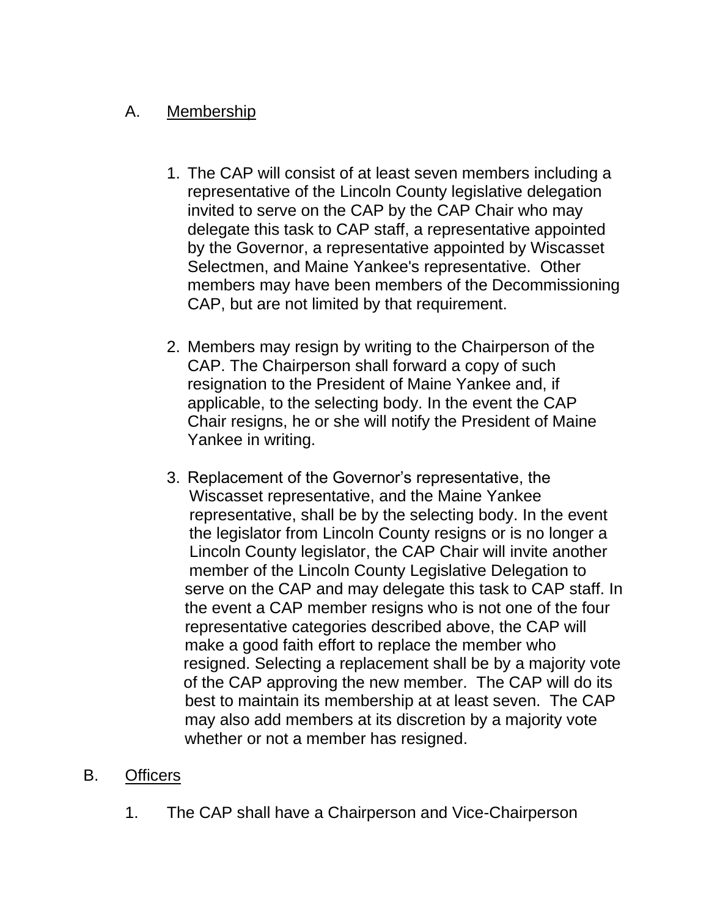## A. Membership

1. The CAP will consist of at least seven members including a representative of the Lincoln County legislative delegation invited to serve on the CAP by the CAP Chair who may delegate this task to CAP staff, a representative appointed by the Governor, a representative appointed by Wiscasset Selectmen, and Maine Yankee's representative. Other members may have been members of the Decommissioning CAP, but are not limited by that requirement.

2. Members may resign by writing to the Chairperson of the CAP. The Chairperson shall forward a copy of such resignation to the President of Maine Yankee and, if applicable, to the selecting body. In the event the CAP Chair resigns, he or she will notify the President of Maine Yankee in writing.

3. Replacement of the Governor's representative, the Wiscasset representative, and the Maine Yankee representative, shall be by the selecting body. In the event the legislator from Lincoln County resigns or is no longer a Lincoln County legislator, the CAP Chair will invite another member of the Lincoln County Legislative Delegation to serve on the CAP and may delegate this task to CAP staff. In the event a CAP member resigns who is not one of the four representative categories described above, the CAP will make a good faith effort to replace the member who resigned. Selecting a replacement shall be by a majority vote of the CAP approving the new member. The CAP will do its best to maintain its membership at at least seven. The CAP may also add members at its discretion by a majority vote whether or not a member has resigned.

## B. Officers

1. The CAP shall have a Chairperson and Vice-Chairperson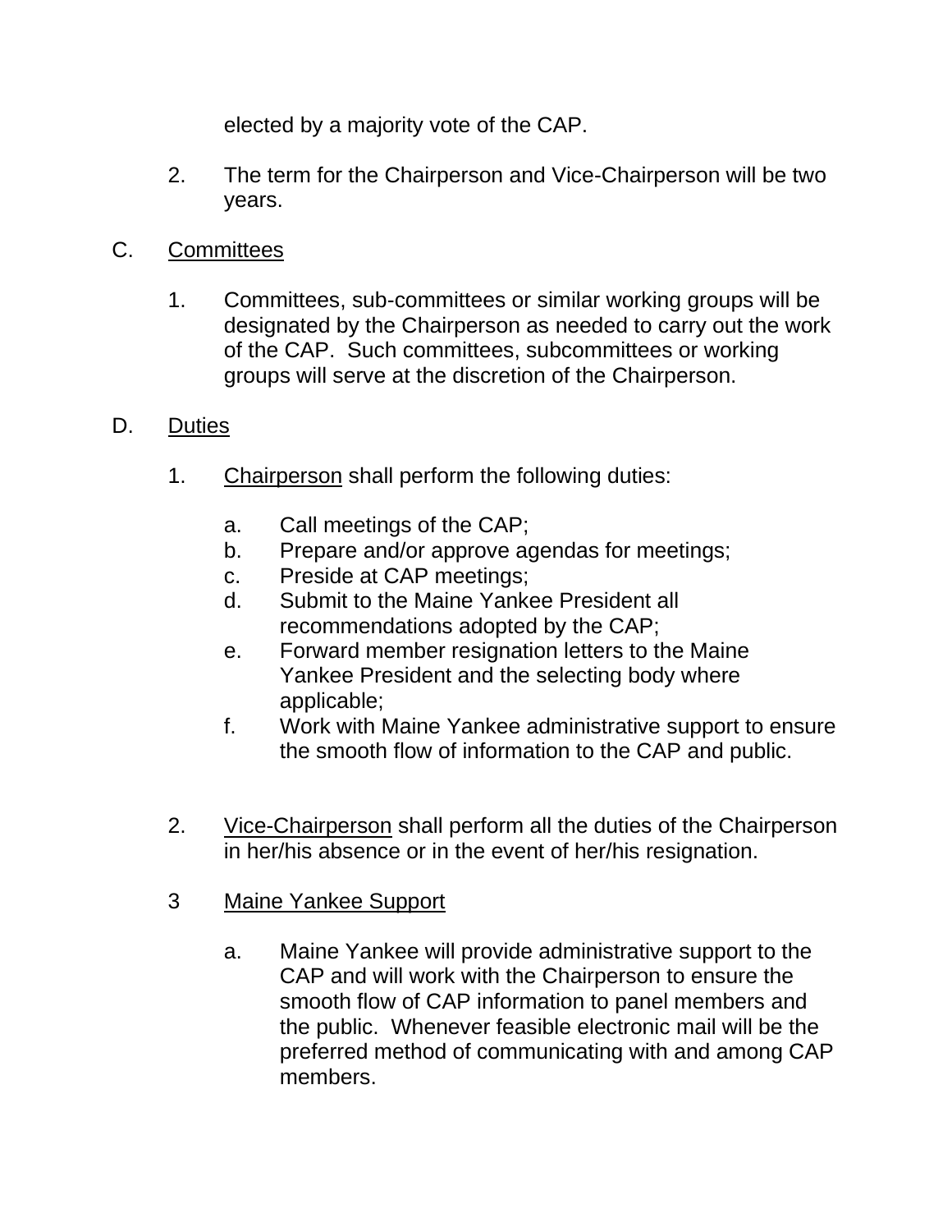elected by a majority vote of the CAP.

2. The term for the Chairperson and Vice-Chairperson will be two years.

C. <u>Committees</u>

1. Committees, sub-committees or similar working groups will be designated by the Chairperson as needed to carry out the work of the CAP. Such committees, subcommittees or working groups will serve at the discretion of the Chairperson.

D. <u>Duties</u>

1. <u>Chairperson</u> shall perform the following duties:

   a. Call meetings of the CAP;
   b. Prepare and/or approve agendas for meetings;
   c. Preside at CAP meetings;
   d. Submit to the Maine Yankee President all recommendations adopted by the CAP;
   e. Forward member resignation letters to the Maine Yankee President and the selecting body where applicable;
   f. Work with Maine Yankee administrative support to ensure the smooth flow of information to the CAP and public.

2. <u>Vice-Chairperson</u> shall perform all the duties of the Chairperson in her/his absence or in the event of her/his resignation.

3 <u>Maine Yankee Support</u>

   a. Maine Yankee will provide administrative support to the CAP and will work with the Chairperson to ensure the smooth flow of CAP information to panel members and the public. Whenever feasible electronic mail will be the preferred method of communicating with and among CAP members.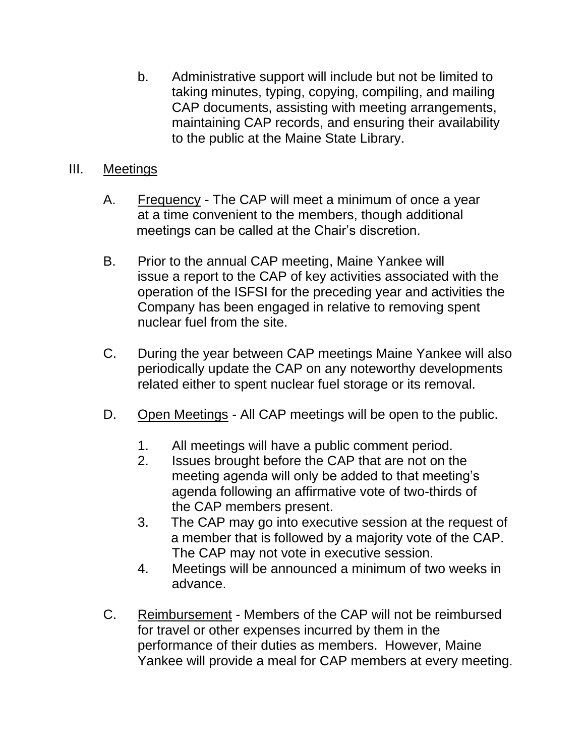b. Administrative support will include but not be limited to taking minutes, typing, copying, compiling, and mailing CAP documents, assisting with meeting arrangements, maintaining CAP records, and ensuring their availability to the public at the Maine State Library.

III. <u>Meetings</u>

A. <u>Frequency</u> - The CAP will meet a minimum of once a year at a time convenient to the members, though additional meetings can be called at the Chair's discretion.

B. Prior to the annual CAP meeting, Maine Yankee will issue a report to the CAP of key activities associated with the operation of the ISFSI for the preceding year and activities the Company has been engaged in relative to removing spent nuclear fuel from the site.

C. During the year between CAP meetings Maine Yankee will also periodically update the CAP on any noteworthy developments related either to spent nuclear fuel storage or its removal.

D. <u>Open Meetings</u> - All CAP meetings will be open to the public.

1. All meetings will have a public comment period.
2. Issues brought before the CAP that are not on the meeting agenda will only be added to that meeting's agenda following an affirmative vote of two-thirds of the CAP members present.
3. The CAP may go into executive session at the request of a member that is followed by a majority vote of the CAP. The CAP may not vote in executive session.
4. Meetings will be announced a minimum of two weeks in advance.

C. <u>Reimbursement</u> - Members of the CAP will not be reimbursed for travel or other expenses incurred by them in the performance of their duties as members. However, Maine Yankee will provide a meal for CAP members at every meeting.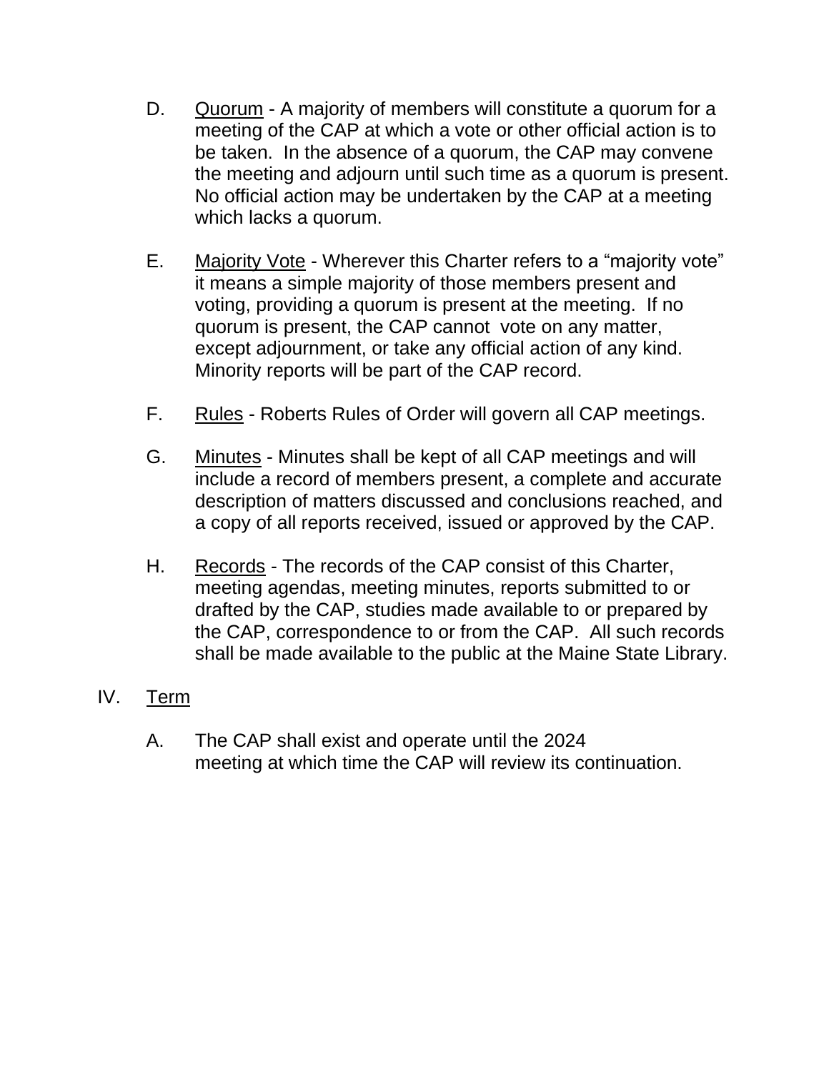D. <u>Quorum</u> - A majority of members will constitute a quorum for a meeting of the CAP at which a vote or other official action is to be taken. In the absence of a quorum, the CAP may convene the meeting and adjourn until such time as a quorum is present. No official action may be undertaken by the CAP at a meeting which lacks a quorum.

E. <u>Majority Vote</u> - Wherever this Charter refers to a "majority vote" it means a simple majority of those members present and voting, providing a quorum is present at the meeting. If no quorum is present, the CAP cannot vote on any matter, except adjournment, or take any official action of any kind. Minority reports will be part of the CAP record.

F. <u>Rules</u> - Roberts Rules of Order will govern all CAP meetings.

G. <u>Minutes</u> - Minutes shall be kept of all CAP meetings and will include a record of members present, a complete and accurate description of matters discussed and conclusions reached, and a copy of all reports received, issued or approved by the CAP.

H. <u>Records</u> - The records of the CAP consist of this Charter, meeting agendas, meeting minutes, reports submitted to or drafted by the CAP, studies made available to or prepared by the CAP, correspondence to or from the CAP. All such records shall be made available to the public at the Maine State Library.

IV. <u>Term</u>

A. The CAP shall exist and operate until the 2024 meeting at which time the CAP will review its continuation.